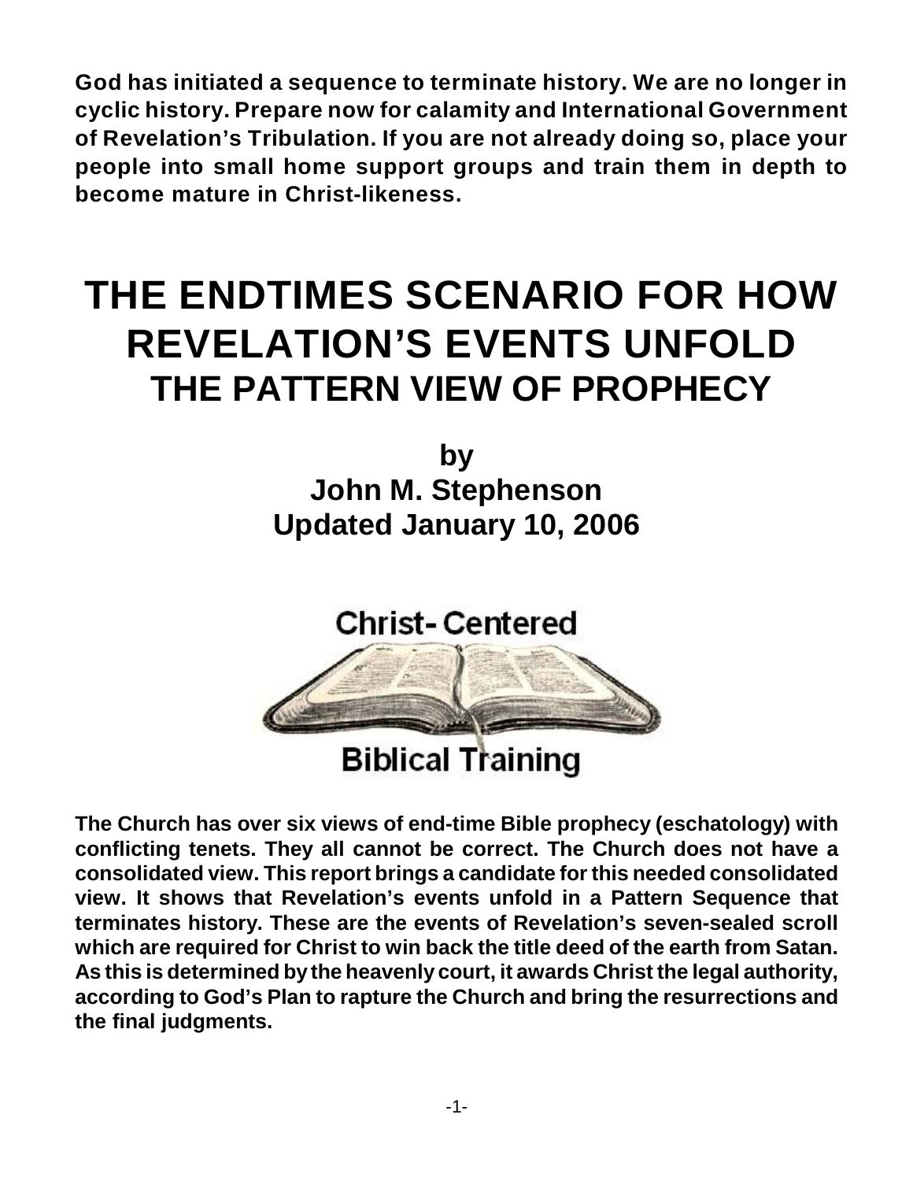**God has initiated a sequence to terminate history. We are no longer in cyclic history. Prepare now for calamity and International Government of Revelation's Tribulation. If you are not already doing so, place your people into small home support groups and train them in depth to become mature in Christ-likeness.**

# THE ENDTIMES SCENARIO FOR HOW REVELATION'S EVENTS UNFOLD

## THE PATTERN VIEW OF PROPHECY

**by**
**John M. Stephenson**
**Updated January 10, 2006**

Christ- Centered

Biblical Training

**The Church has over six views of end-time Bible prophecy (eschatology) with conflicting tenets. They all cannot be correct. The Church does not have a consolidated view. This report brings a candidate for this needed consolidated view. It shows that Revelation's events unfold in a Pattern Sequence that terminates history. These are the events of Revelation's seven-sealed scroll which are required for Christ to win back the title deed of the earth from Satan. As this is determined by the heavenly court, it awards Christ the legal authority, according to God's Plan to rapture the Church and bring the resurrections and the final judgments.**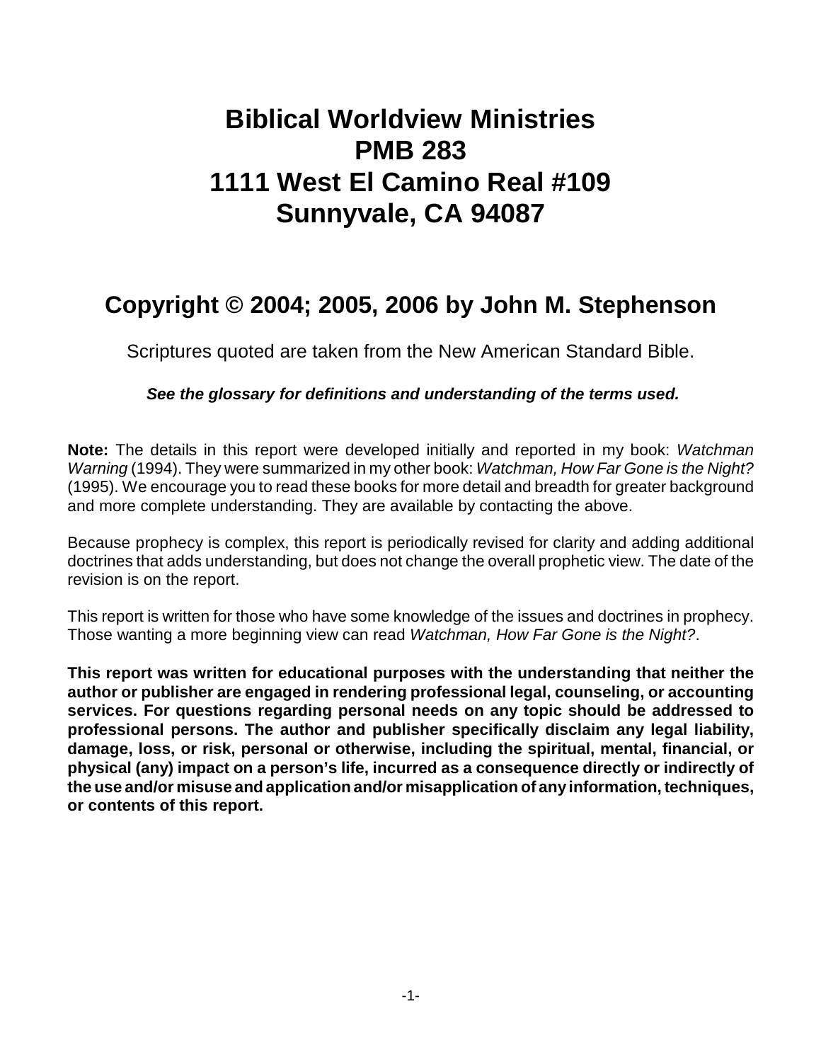# Biblical Worldview Ministries
# PMB 283
# 1111 West El Camino Real #109
# Sunnyvale, CA 94087

## Copyright © 2004; 2005, 2006 by John M. Stephenson

Scriptures quoted are taken from the New American Standard Bible.

***See the glossary for definitions and understanding of the terms used.***

**Note:** The details in this report were developed initially and reported in my book: *Watchman Warning* (1994). They were summarized in my other book: *Watchman, How Far Gone is the Night?* (1995). We encourage you to read these books for more detail and breadth for greater background and more complete understanding. They are available by contacting the above.

Because prophecy is complex, this report is periodically revised for clarity and adding additional doctrines that adds understanding, but does not change the overall prophetic view. The date of the revision is on the report.

This report is written for those who have some knowledge of the issues and doctrines in prophecy. Those wanting a more beginning view can read *Watchman, How Far Gone is the Night?*.

**This report was written for educational purposes with the understanding that neither the author or publisher are engaged in rendering professional legal, counseling, or accounting services. For questions regarding personal needs on any topic should be addressed to professional persons. The author and publisher specifically disclaim any legal liability, damage, loss, or risk, personal or otherwise, including the spiritual, mental, financial, or physical (any) impact on a person's life, incurred as a consequence directly or indirectly of the use and/or misuse and application and/or misapplication of any information, techniques, or contents of this report.**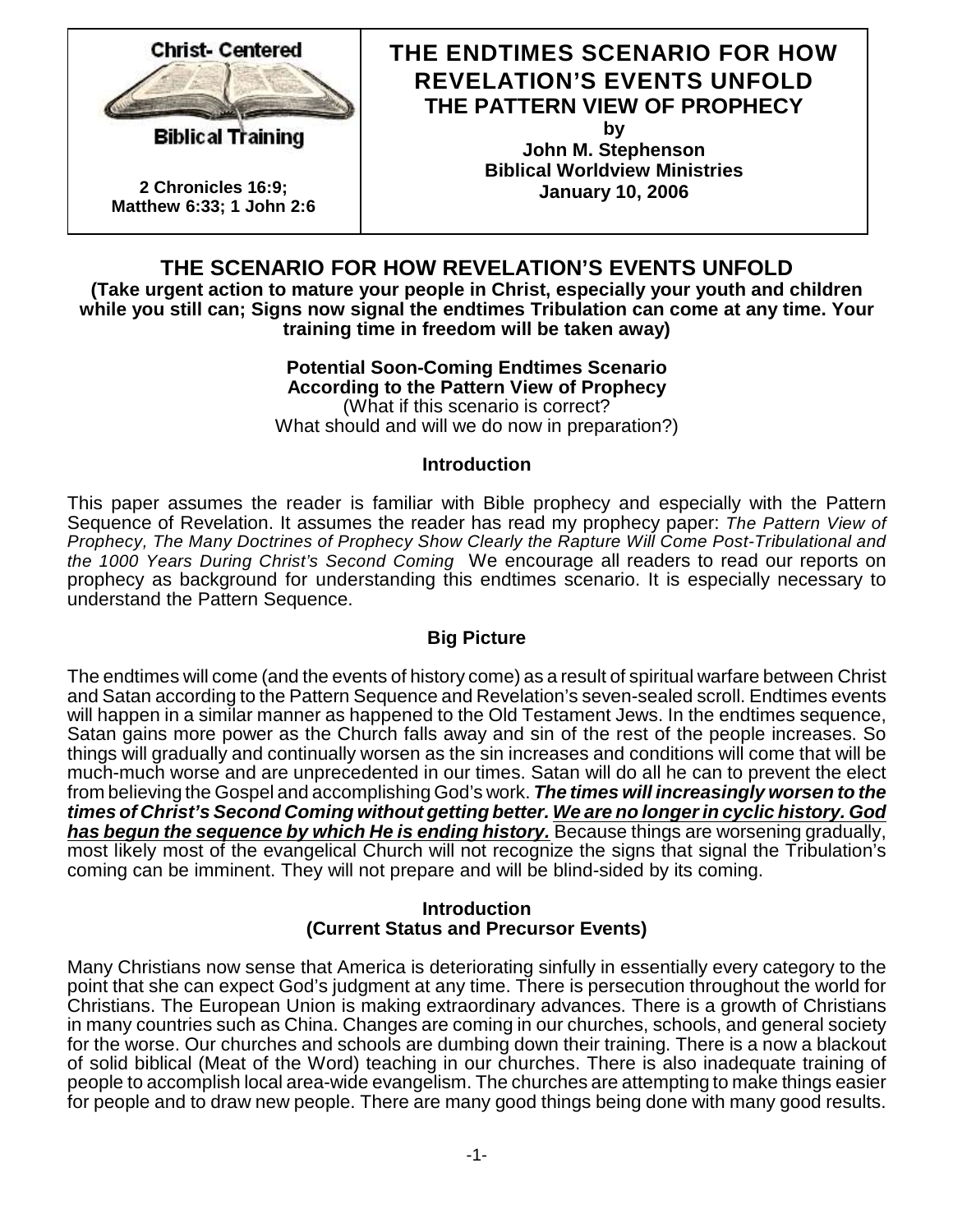| Christ- Centered<br>Biblical Training<br><br>**2 Chronicles 16:9; Matthew 6:33; 1 John 2:6** | **THE ENDTIMES SCENARIO FOR HOW REVELATION'S EVENTS UNFOLD**<br>**THE PATTERN VIEW OF PROPHECY**<br>**by**<br>**John M. Stephenson**<br>**Biblical Worldview Ministries**<br>**January 10, 2006** |
|---|---|

# THE SCENARIO FOR HOW REVELATION'S EVENTS UNFOLD

**(Take urgent action to mature your people in Christ, especially your youth and children while you still can; Signs now signal the endtimes Tribulation can come at any time. Your training time in freedom will be taken away)**

**Potential Soon-Coming Endtimes Scenario**
**According to the Pattern View of Prophecy**
(What if this scenario is correct?
What should and will we do now in preparation?)

## Introduction

This paper assumes the reader is familiar with Bible prophecy and especially with the Pattern Sequence of Revelation. It assumes the reader has read my prophecy paper: *The Pattern View of Prophecy, The Many Doctrines of Prophecy Show Clearly the Rapture Will Come Post-Tribulational and the 1000 Years During Christ's Second Coming* We encourage all readers to read our reports on prophecy as background for understanding this endtimes scenario. It is especially necessary to understand the Pattern Sequence.

## Big Picture

The endtimes will come (and the events of history come) as a result of spiritual warfare between Christ and Satan according to the Pattern Sequence and Revelation's seven-sealed scroll. Endtimes events will happen in a similar manner as happened to the Old Testament Jews. In the endtimes sequence, Satan gains more power as the Church falls away and sin of the rest of the people increases. So things will gradually and continually worsen as the sin increases and conditions will come that will be much-much worse and are unprecedented in our times. Satan will do all he can to prevent the elect from believing the Gospel and accomplishing God's work. ***The times will increasingly worsen to the times of Christ's Second Coming without getting better. <u>We are no longer in cyclic history. God has begun the sequence by which He is ending history.</u>*** Because things are worsening gradually, most likely most of the evangelical Church will not recognize the signs that signal the Tribulation's coming can be imminent. They will not prepare and will be blind-sided by its coming.

## Introduction
## (Current Status and Precursor Events)

Many Christians now sense that America is deteriorating sinfully in essentially every category to the point that she can expect God's judgment at any time. There is persecution throughout the world for Christians. The European Union is making extraordinary advances. There is a growth of Christians in many countries such as China. Changes are coming in our churches, schools, and general society for the worse. Our churches and schools are dumbing down their training. There is a now a blackout of solid biblical (Meat of the Word) teaching in our churches. There is also inadequate training of people to accomplish local area-wide evangelism. The churches are attempting to make things easier for people and to draw new people. There are many good things being done with many good results.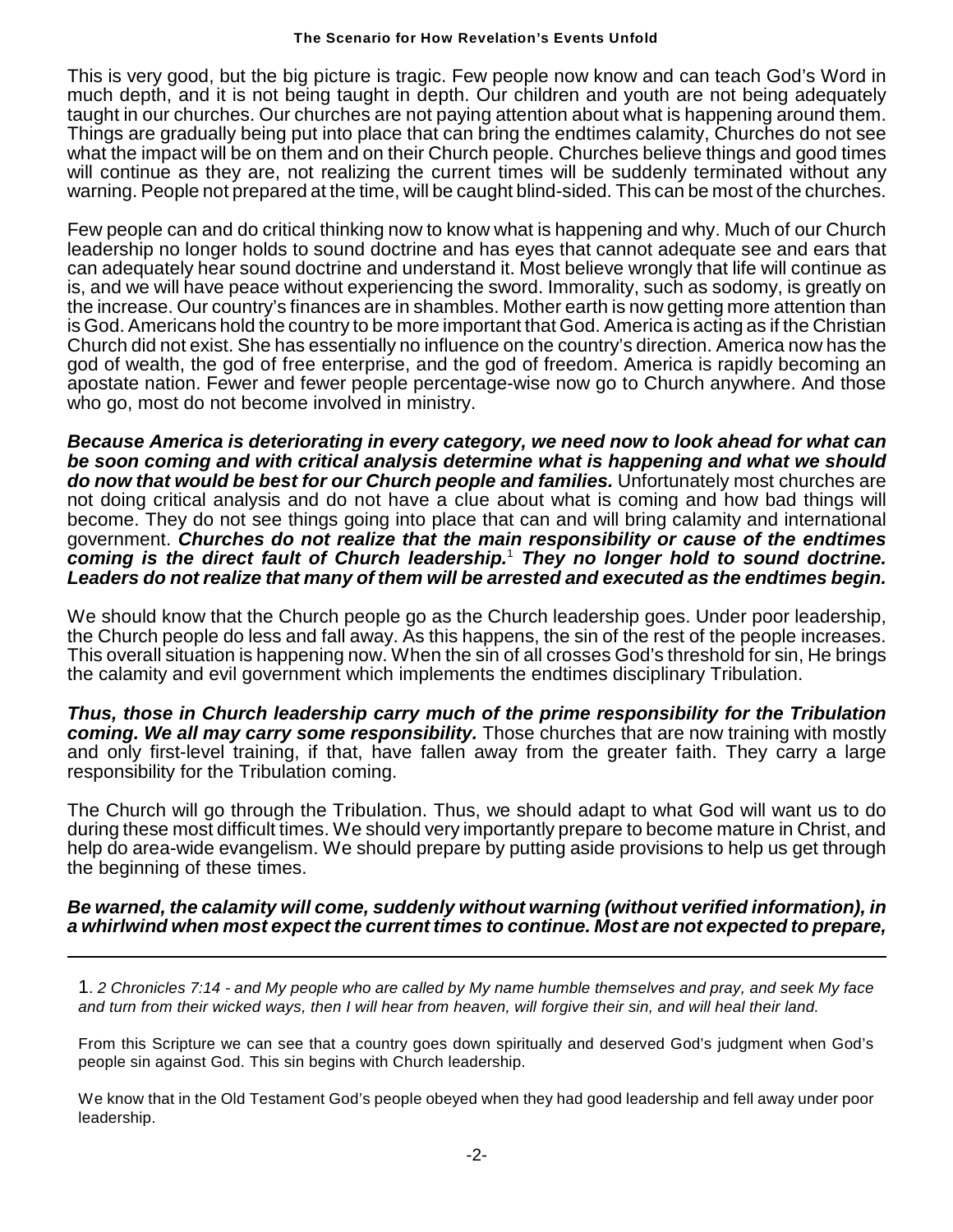This is very good, but the big picture is tragic. Few people now know and can teach God's Word in much depth, and it is not being taught in depth. Our children and youth are not being adequately taught in our churches. Our churches are not paying attention about what is happening around them. Things are gradually being put into place that can bring the endtimes calamity, Churches do not see what the impact will be on them and on their Church people. Churches believe things and good times will continue as they are, not realizing the current times will be suddenly terminated without any warning. People not prepared at the time, will be caught blind-sided. This can be most of the churches.

Few people can and do critical thinking now to know what is happening and why. Much of our Church leadership no longer holds to sound doctrine and has eyes that cannot adequate see and ears that can adequately hear sound doctrine and understand it. Most believe wrongly that life will continue as is, and we will have peace without experiencing the sword. Immorality, such as sodomy, is greatly on the increase. Our country's finances are in shambles. Mother earth is now getting more attention than is God. Americans hold the country to be more important that God. America is acting as if the Christian Church did not exist. She has essentially no influence on the country's direction. America now has the god of wealth, the god of free enterprise, and the god of freedom. America is rapidly becoming an apostate nation. Fewer and fewer people percentage-wise now go to Church anywhere. And those who go, most do not become involved in ministry.

***Because America is deteriorating in every category, we need now to look ahead for what can be soon coming and with critical analysis determine what is happening and what we should do now that would be best for our Church people and families.*** Unfortunately most churches are not doing critical analysis and do not have a clue about what is coming and how bad things will become. They do not see things going into place that can and will bring calamity and international government. ***Churches do not realize that the main responsibility or cause of the endtimes coming is the direct fault of Church leadership.***[1] ***They no longer hold to sound doctrine. Leaders do not realize that many of them will be arrested and executed as the endtimes begin.***

We should know that the Church people go as the Church leadership goes. Under poor leadership, the Church people do less and fall away. As this happens, the sin of the rest of the people increases. This overall situation is happening now. When the sin of all crosses God's threshold for sin, He brings the calamity and evil government which implements the endtimes disciplinary Tribulation.

***Thus, those in Church leadership carry much of the prime responsibility for the Tribulation coming. We all may carry some responsibility.*** Those churches that are now training with mostly and only first-level training, if that, have fallen away from the greater faith. They carry a large responsibility for the Tribulation coming.

The Church will go through the Tribulation. Thus, we should adapt to what God will want us to do during these most difficult times. We should very importantly prepare to become mature in Christ, and help do area-wide evangelism. We should prepare by putting aside provisions to help us get through the beginning of these times.

***Be warned, the calamity will come, suddenly without warning (without verified information), in a whirlwind when most expect the current times to continue. Most are not expected to prepare,***

---

1. *2 Chronicles 7:14 - and My people who are called by My name humble themselves and pray, and seek My face and turn from their wicked ways, then I will hear from heaven, will forgive their sin, and will heal their land.*

From this Scripture we can see that a country goes down spiritually and deserved God's judgment when God's people sin against God. This sin begins with Church leadership.

We know that in the Old Testament God's people obeyed when they had good leadership and fell away under poor leadership.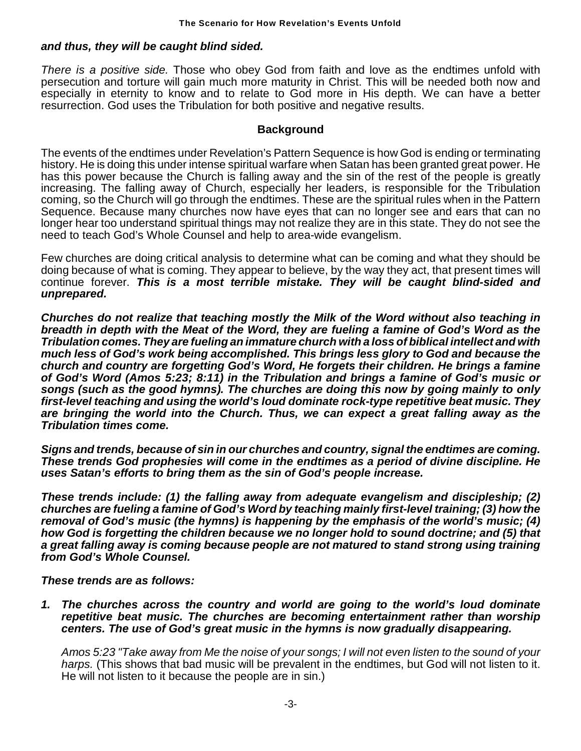***and thus, they will be caught blind sided.***

*There is a positive side.* Those who obey God from faith and love as the endtimes unfold with persecution and torture will gain much more maturity in Christ. This will be needed both now and especially in eternity to know and to relate to God more in His depth. We can have a better resurrection. God uses the Tribulation for both positive and negative results.

## Background

The events of the endtimes under Revelation's Pattern Sequence is how God is ending or terminating history. He is doing this under intense spiritual warfare when Satan has been granted great power. He has this power because the Church is falling away and the sin of the rest of the people is greatly increasing. The falling away of Church, especially her leaders, is responsible for the Tribulation coming, so the Church will go through the endtimes. These are the spiritual rules when in the Pattern Sequence. Because many churches now have eyes that can no longer see and ears that can no longer hear too understand spiritual things may not realize they are in this state. They do not see the need to teach God's Whole Counsel and help to area-wide evangelism.

Few churches are doing critical analysis to determine what can be coming and what they should be doing because of what is coming. They appear to believe, by the way they act, that present times will continue forever. ***This is a most terrible mistake. They will be caught blind-sided and unprepared.***

***Churches do not realize that teaching mostly the Milk of the Word without also teaching in breadth in depth with the Meat of the Word, they are fueling a famine of God's Word as the Tribulation comes. They are fueling an immature church with a loss of biblical intellect and with much less of God's work being accomplished. This brings less glory to God and because the church and country are forgetting God's Word, He forgets their children. He brings a famine of God's Word (Amos 5:23; 8:11) in the Tribulation and brings a famine of God's music or songs (such as the good hymns). The churches are doing this now by going mainly to only first-level teaching and using the world's loud dominate rock-type repetitive beat music. They are bringing the world into the Church. Thus, we can expect a great falling away as the Tribulation times come.***

***Signs and trends, because of sin in our churches and country, signal the endtimes are coming. These trends God prophesies will come in the endtimes as a period of divine discipline. He uses Satan's efforts to bring them as the sin of God's people increase.***

***These trends include: (1) the falling away from adequate evangelism and discipleship; (2) churches are fueling a famine of God's Word by teaching mainly first-level training; (3) how the removal of God's music (the hymns) is happening by the emphasis of the world's music; (4) how God is forgetting the children because we no longer hold to sound doctrine; and (5) that a great falling away is coming because people are not matured to stand strong using training from God's Whole Counsel.***

***These trends are as follows:***

1. ***The churches across the country and world are going to the world's loud dominate repetitive beat music. The churches are becoming entertainment rather than worship centers. The use of God's great music in the hymns is now gradually disappearing.***

   *Amos 5:23 "Take away from Me the noise of your songs; I will not even listen to the sound of your harps.* (This shows that bad music will be prevalent in the endtimes, but God will not listen to it. He will not listen to it because the people are in sin.)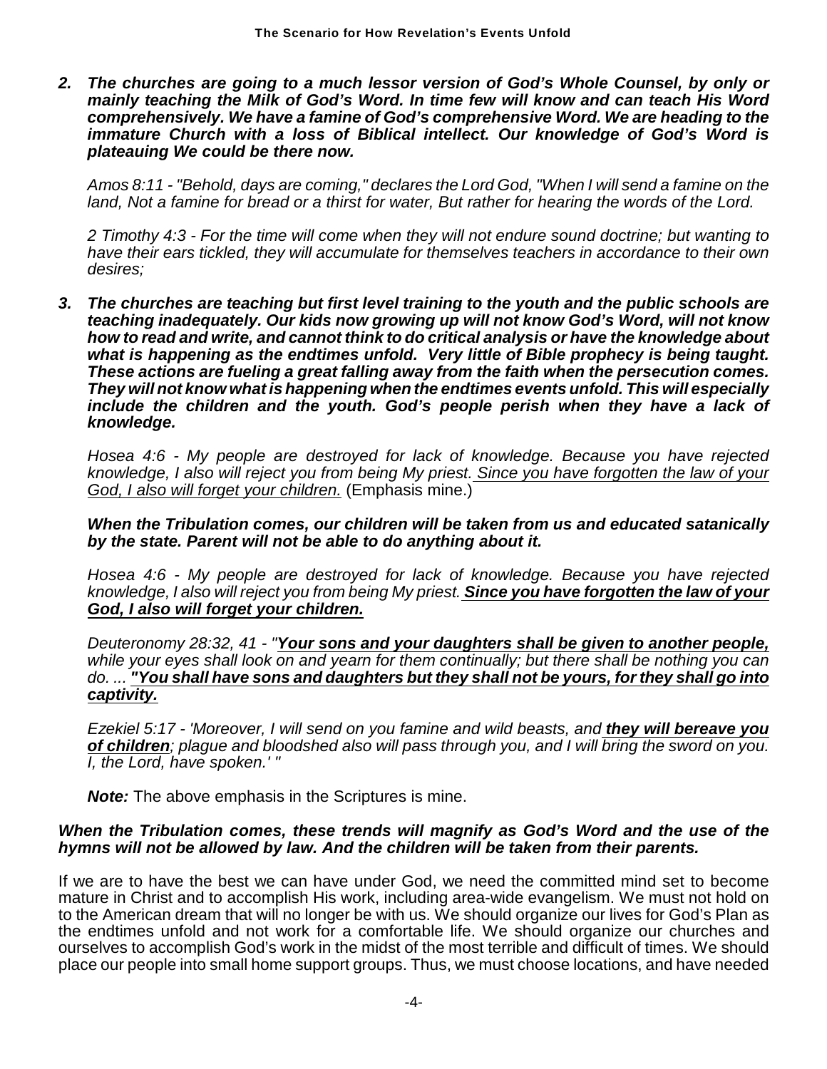***2. The churches are going to a much lessor version of God's Whole Counsel, by only or mainly teaching the Milk of God's Word. In time few will know and can teach His Word comprehensively. We have a famine of God's comprehensive Word. We are heading to the immature Church with a loss of Biblical intellect. Our knowledge of God's Word is plateauing We could be there now.***

*Amos 8:11 - "Behold, days are coming," declares the Lord God, "When I will send a famine on the land, Not a famine for bread or a thirst for water, But rather for hearing the words of the Lord.*

*2 Timothy 4:3 - For the time will come when they will not endure sound doctrine; but wanting to have their ears tickled, they will accumulate for themselves teachers in accordance to their own desires;*

***3. The churches are teaching but first level training to the youth and the public schools are teaching inadequately. Our kids now growing up will not know God's Word, will not know how to read and write, and cannot think to do critical analysis or have the knowledge about what is happening as the endtimes unfold. Very little of Bible prophecy is being taught. These actions are fueling a great falling away from the faith when the persecution comes. They will not know what is happening when the endtimes events unfold. This will especially include the children and the youth. God's people perish when they have a lack of knowledge.***

*Hosea 4:6 - My people are destroyed for lack of knowledge. Because you have rejected knowledge, I also will reject you from being My priest. <u>Since you have forgotten the law of your God, I also will forget your children.</u>* (Emphasis mine.)

***When the Tribulation comes, our children will be taken from us and educated satanically by the state. Parent will not be able to do anything about it.***

*Hosea 4:6 - My people are destroyed for lack of knowledge. Because you have rejected knowledge, I also will reject you from being My priest.* ***<u>Since you have forgotten the law of your God, I also will forget your children.</u>***

*Deuteronomy 28:32, 41 - "**<u>Your sons and your daughters shall be given to another people,</u>** while your eyes shall look on and yearn for them continually; but there shall be nothing you can do. ... **<u>"You shall have sons and daughters but they shall not be yours, for they shall go into captivity.</u>***

*Ezekiel 5:17 - 'Moreover, I will send on you famine and wild beasts, and **<u>they will bereave you of children</u>**; plague and bloodshed also will pass through you, and I will bring the sword on you. I, the Lord, have spoken.' "*

***Note:*** The above emphasis in the Scriptures is mine.

***When the Tribulation comes, these trends will magnify as God's Word and the use of the hymns will not be allowed by law. And the children will be taken from their parents.***

If we are to have the best we can have under God, we need the committed mind set to become mature in Christ and to accomplish His work, including area-wide evangelism. We must not hold on to the American dream that will no longer be with us. We should organize our lives for God's Plan as the endtimes unfold and not work for a comfortable life. We should organize our churches and ourselves to accomplish God's work in the midst of the most terrible and difficult of times. We should place our people into small home support groups. Thus, we must choose locations, and have needed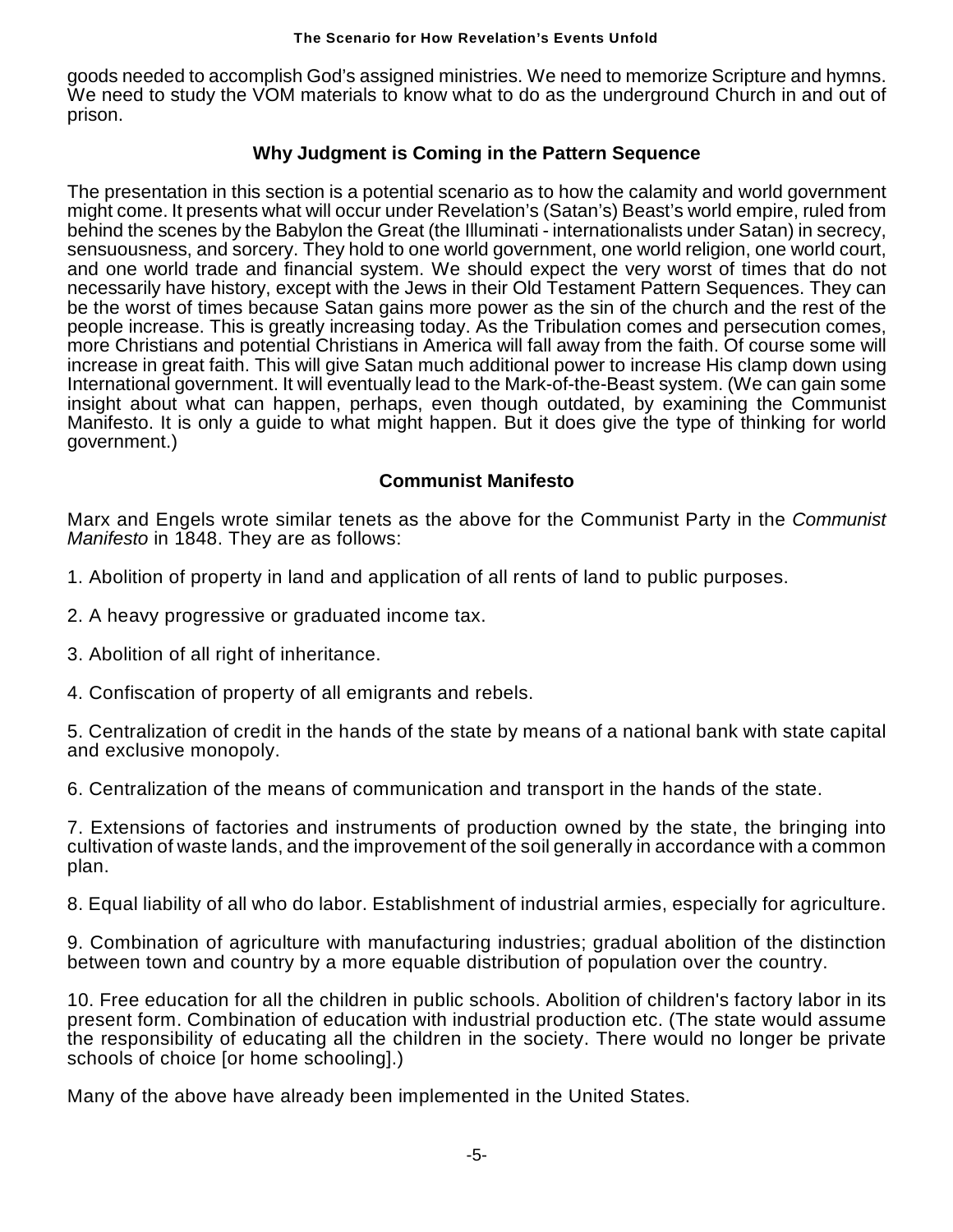goods needed to accomplish God's assigned ministries. We need to memorize Scripture and hymns. We need to study the VOM materials to know what to do as the underground Church in and out of prison.

### Why Judgment is Coming in the Pattern Sequence

The presentation in this section is a potential scenario as to how the calamity and world government might come. It presents what will occur under Revelation's (Satan's) Beast's world empire, ruled from behind the scenes by the Babylon the Great (the Illuminati - internationalists under Satan) in secrecy, sensuousness, and sorcery. They hold to one world government, one world religion, one world court, and one world trade and financial system. We should expect the very worst of times that do not necessarily have history, except with the Jews in their Old Testament Pattern Sequences. They can be the worst of times because Satan gains more power as the sin of the church and the rest of the people increase. This is greatly increasing today. As the Tribulation comes and persecution comes, more Christians and potential Christians in America will fall away from the faith. Of course some will increase in great faith. This will give Satan much additional power to increase His clamp down using International government. It will eventually lead to the Mark-of-the-Beast system. (We can gain some insight about what can happen, perhaps, even though outdated, by examining the Communist Manifesto. It is only a guide to what might happen. But it does give the type of thinking for world government.)

### Communist Manifesto

Marx and Engels wrote similar tenets as the above for the Communist Party in the *Communist Manifesto* in 1848. They are as follows:

1. Abolition of property in land and application of all rents of land to public purposes.

2. A heavy progressive or graduated income tax.

3. Abolition of all right of inheritance.

4. Confiscation of property of all emigrants and rebels.

5. Centralization of credit in the hands of the state by means of a national bank with state capital and exclusive monopoly.

6. Centralization of the means of communication and transport in the hands of the state.

7. Extensions of factories and instruments of production owned by the state, the bringing into cultivation of waste lands, and the improvement of the soil generally in accordance with a common plan.

8. Equal liability of all who do labor. Establishment of industrial armies, especially for agriculture.

9. Combination of agriculture with manufacturing industries; gradual abolition of the distinction between town and country by a more equable distribution of population over the country.

10. Free education for all the children in public schools. Abolition of children's factory labor in its present form. Combination of education with industrial production etc. (The state would assume the responsibility of educating all the children in the society. There would no longer be private schools of choice [or home schooling].)

Many of the above have already been implemented in the United States.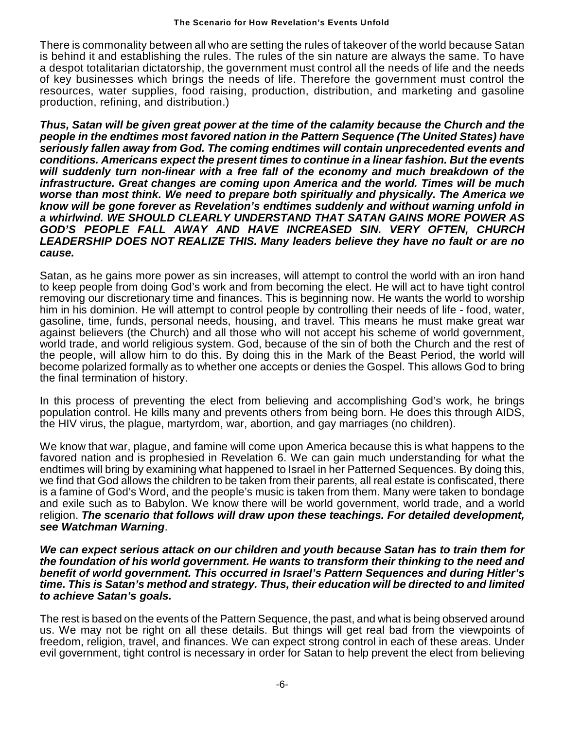There is commonality between all who are setting the rules of takeover of the world because Satan is behind it and establishing the rules. The rules of the sin nature are always the same. To have a despot totalitarian dictatorship, the government must control all the needs of life and the needs of key businesses which brings the needs of life. Therefore the government must control the resources, water supplies, food raising, production, distribution, and marketing and gasoline production, refining, and distribution.)

***Thus, Satan will be given great power at the time of the calamity because the Church and the people in the endtimes most favored nation in the Pattern Sequence (The United States) have seriously fallen away from God. The coming endtimes will contain unprecedented events and conditions. Americans expect the present times to continue in a linear fashion. But the events will suddenly turn non-linear with a free fall of the economy and much breakdown of the infrastructure. Great changes are coming upon America and the world. Times will be much worse than most think. We need to prepare both spiritually and physically. The America we know will be gone forever as Revelation's endtimes suddenly and without warning unfold in a whirlwind. WE SHOULD CLEARLY UNDERSTAND THAT SATAN GAINS MORE POWER AS GOD'S PEOPLE FALL AWAY AND HAVE INCREASED SIN. VERY OFTEN, CHURCH LEADERSHIP DOES NOT REALIZE THIS. Many leaders believe they have no fault or are no cause.***

Satan, as he gains more power as sin increases, will attempt to control the world with an iron hand to keep people from doing God's work and from becoming the elect. He will act to have tight control removing our discretionary time and finances. This is beginning now. He wants the world to worship him in his dominion. He will attempt to control people by controlling their needs of life - food, water, gasoline, time, funds, personal needs, housing, and travel. This means he must make great war against believers (the Church) and all those who will not accept his scheme of world government, world trade, and world religious system. God, because of the sin of both the Church and the rest of the people, will allow him to do this. By doing this in the Mark of the Beast Period, the world will become polarized formally as to whether one accepts or denies the Gospel. This allows God to bring the final termination of history.

In this process of preventing the elect from believing and accomplishing God's work, he brings population control. He kills many and prevents others from being born. He does this through AIDS, the HIV virus, the plague, martyrdom, war, abortion, and gay marriages (no children).

We know that war, plague, and famine will come upon America because this is what happens to the favored nation and is prophesied in Revelation 6. We can gain much understanding for what the endtimes will bring by examining what happened to Israel in her Patterned Sequences. By doing this, we find that God allows the children to be taken from their parents, all real estate is confiscated, there is a famine of God's Word, and the people's music is taken from them. Many were taken to bondage and exile such as to Babylon. We know there will be world government, world trade, and a world religion. ***The scenario that follows will draw upon these teachings. For detailed development, see Watchman Warning***.

***We can expect serious attack on our children and youth because Satan has to train them for the foundation of his world government. He wants to transform their thinking to the need and benefit of world government. This occurred in Israel's Pattern Sequences and during Hitler's time. This is Satan's method and strategy. Thus, their education will be directed to and limited to achieve Satan's goals.***

The rest is based on the events of the Pattern Sequence, the past, and what is being observed around us. We may not be right on all these details. But things will get real bad from the viewpoints of freedom, religion, travel, and finances. We can expect strong control in each of these areas. Under evil government, tight control is necessary in order for Satan to help prevent the elect from believing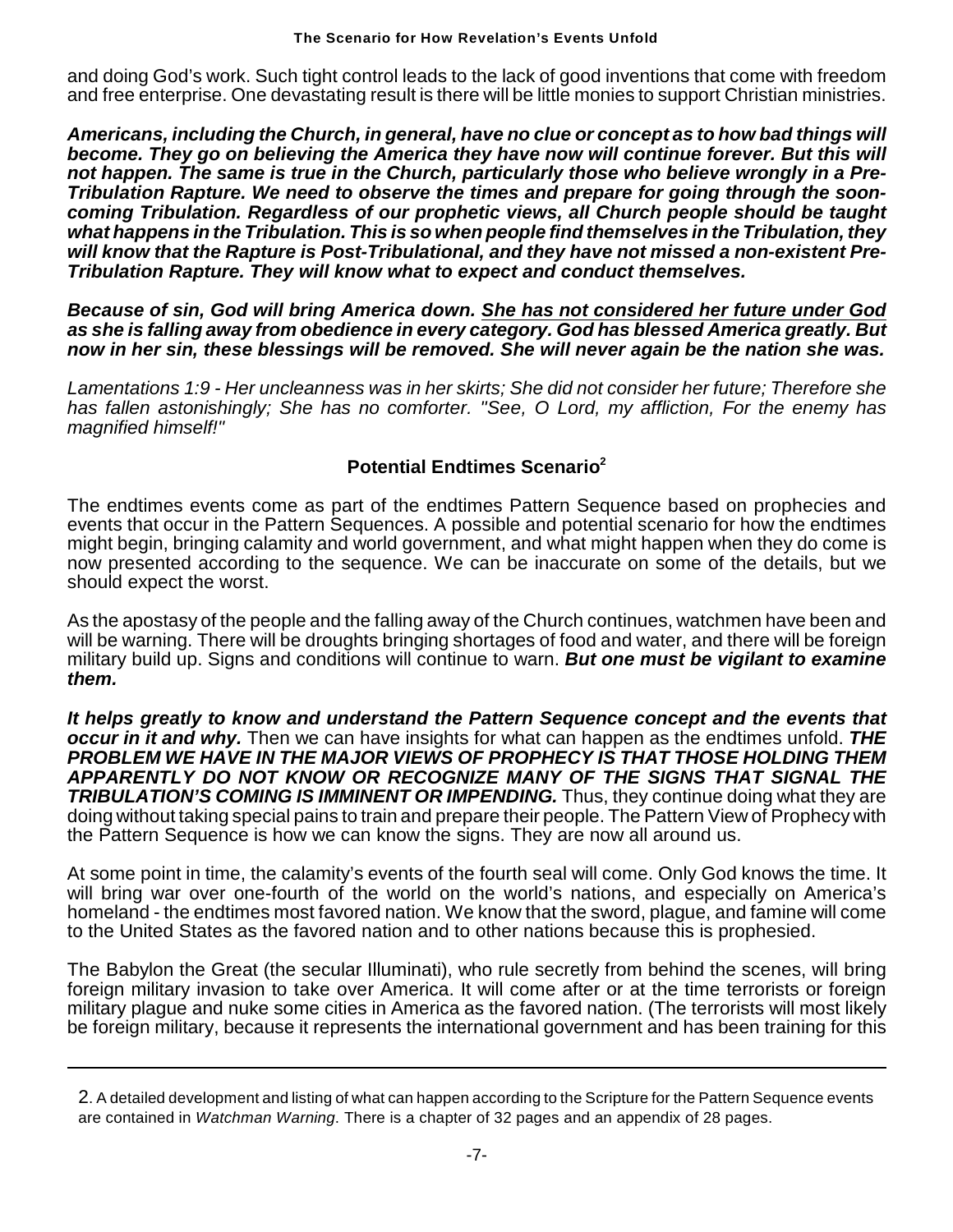and doing God's work. Such tight control leads to the lack of good inventions that come with freedom and free enterprise. One devastating result is there will be little monies to support Christian ministries.

***Americans, including the Church, in general, have no clue or concept as to how bad things will become. They go on believing the America they have now will continue forever. But this will not happen. The same is true in the Church, particularly those who believe wrongly in a Pre-Tribulation Rapture. We need to observe the times and prepare for going through the soon-coming Tribulation. Regardless of our prophetic views, all Church people should be taught what happens in the Tribulation. This is so when people find themselves in the Tribulation, they will know that the Rapture is Post-Tribulational, and they have not missed a non-existent Pre-Tribulation Rapture. They will know what to expect and conduct themselves.***

***Because of sin, God will bring America down. <u>She has not considered her future under God</u> as she is falling away from obedience in every category. God has blessed America greatly. But now in her sin, these blessings will be removed. She will never again be the nation she was.***

*Lamentations 1:9 - Her uncleanness was in her skirts; She did not consider her future; Therefore she has fallen astonishingly; She has no comforter. "See, O Lord, my affliction, For the enemy has magnified himself!"*

## Potential Endtimes Scenario[2]

The endtimes events come as part of the endtimes Pattern Sequence based on prophecies and events that occur in the Pattern Sequences. A possible and potential scenario for how the endtimes might begin, bringing calamity and world government, and what might happen when they do come is now presented according to the sequence. We can be inaccurate on some of the details, but we should expect the worst.

As the apostasy of the people and the falling away of the Church continues, watchmen have been and will be warning. There will be droughts bringing shortages of food and water, and there will be foreign military build up. Signs and conditions will continue to warn. ***But one must be vigilant to examine them.***

***It helps greatly to know and understand the Pattern Sequence concept and the events that occur in it and why.*** Then we can have insights for what can happen as the endtimes unfold. ***THE PROBLEM WE HAVE IN THE MAJOR VIEWS OF PROPHECY IS THAT THOSE HOLDING THEM APPARENTLY DO NOT KNOW OR RECOGNIZE MANY OF THE SIGNS THAT SIGNAL THE TRIBULATION'S COMING IS IMMINENT OR IMPENDING.*** Thus, they continue doing what they are doing without taking special pains to train and prepare their people. The Pattern View of Prophecy with the Pattern Sequence is how we can know the signs. They are now all around us.

At some point in time, the calamity's events of the fourth seal will come. Only God knows the time. It will bring war over one-fourth of the world on the world's nations, and especially on America's homeland - the endtimes most favored nation. We know that the sword, plague, and famine will come to the United States as the favored nation and to other nations because this is prophesied.

The Babylon the Great (the secular Illuminati), who rule secretly from behind the scenes, will bring foreign military invasion to take over America. It will come after or at the time terrorists or foreign military plague and nuke some cities in America as the favored nation. (The terrorists will most likely be foreign military, because it represents the international government and has been training for this

---

2. A detailed development and listing of what can happen according to the Scripture for the Pattern Sequence events are contained in *Watchman Warning*. There is a chapter of 32 pages and an appendix of 28 pages.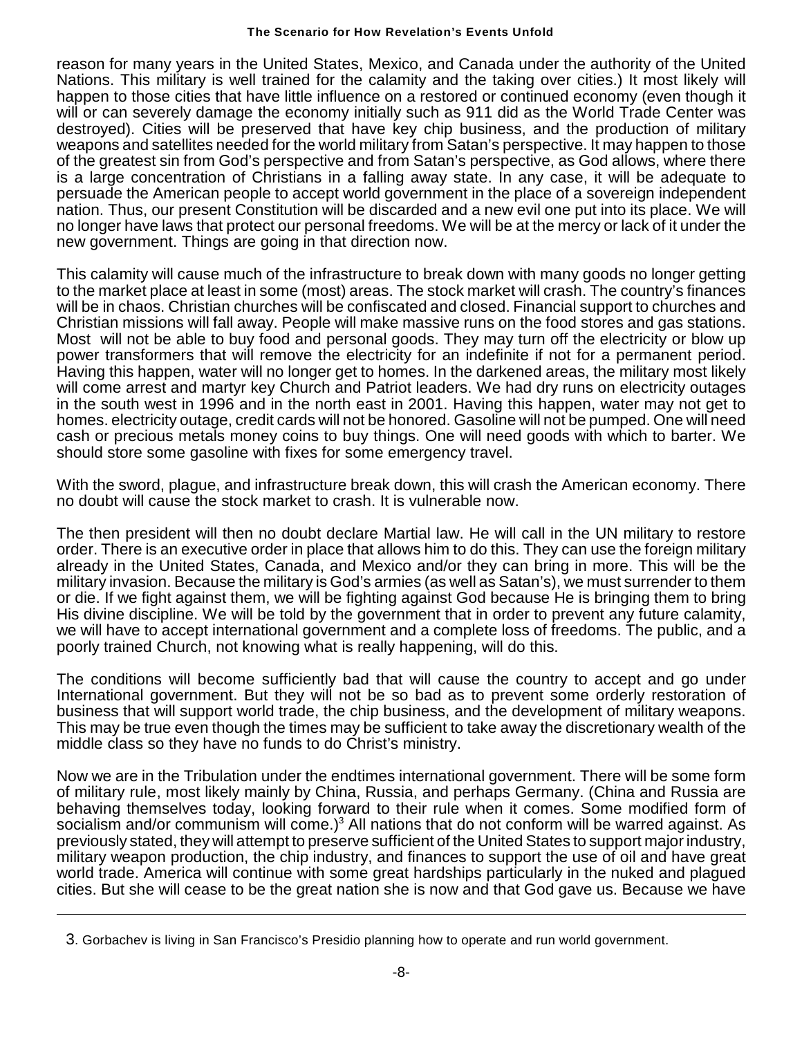reason for many years in the United States, Mexico, and Canada under the authority of the United Nations. This military is well trained for the calamity and the taking over cities.) It most likely will happen to those cities that have little influence on a restored or continued economy (even though it will or can severely damage the economy initially such as 911 did as the World Trade Center was destroyed). Cities will be preserved that have key chip business, and the production of military weapons and satellites needed for the world military from Satan's perspective. It may happen to those of the greatest sin from God's perspective and from Satan's perspective, as God allows, where there is a large concentration of Christians in a falling away state. In any case, it will be adequate to persuade the American people to accept world government in the place of a sovereign independent nation. Thus, our present Constitution will be discarded and a new evil one put into its place. We will no longer have laws that protect our personal freedoms. We will be at the mercy or lack of it under the new government. Things are going in that direction now.

This calamity will cause much of the infrastructure to break down with many goods no longer getting to the market place at least in some (most) areas. The stock market will crash. The country's finances will be in chaos. Christian churches will be confiscated and closed. Financial support to churches and Christian missions will fall away. People will make massive runs on the food stores and gas stations. Most will not be able to buy food and personal goods. They may turn off the electricity or blow up power transformers that will remove the electricity for an indefinite if not for a permanent period. Having this happen, water will no longer get to homes. In the darkened areas, the military most likely will come arrest and martyr key Church and Patriot leaders. We had dry runs on electricity outages in the south west in 1996 and in the north east in 2001. Having this happen, water may not get to homes. electricity outage, credit cards will not be honored. Gasoline will not be pumped. One will need cash or precious metals money coins to buy things. One will need goods with which to barter. We should store some gasoline with fixes for some emergency travel.

With the sword, plague, and infrastructure break down, this will crash the American economy. There no doubt will cause the stock market to crash. It is vulnerable now.

The then president will then no doubt declare Martial law. He will call in the UN military to restore order. There is an executive order in place that allows him to do this. They can use the foreign military already in the United States, Canada, and Mexico and/or they can bring in more. This will be the military invasion. Because the military is God's armies (as well as Satan's), we must surrender to them or die. If we fight against them, we will be fighting against God because He is bringing them to bring His divine discipline. We will be told by the government that in order to prevent any future calamity, we will have to accept international government and a complete loss of freedoms. The public, and a poorly trained Church, not knowing what is really happening, will do this.

The conditions will become sufficiently bad that will cause the country to accept and go under International government. But they will not be so bad as to prevent some orderly restoration of business that will support world trade, the chip business, and the development of military weapons. This may be true even though the times may be sufficient to take away the discretionary wealth of the middle class so they have no funds to do Christ's ministry.

Now we are in the Tribulation under the endtimes international government. There will be some form of military rule, most likely mainly by China, Russia, and perhaps Germany. (China and Russia are behaving themselves today, looking forward to their rule when it comes. Some modified form of socialism and/or communism will come.)[3] All nations that do not conform will be warred against. As previously stated, they will attempt to preserve sufficient of the United States to support major industry, military weapon production, the chip industry, and finances to support the use of oil and have great world trade. America will continue with some great hardships particularly in the nuked and plagued cities. But she will cease to be the great nation she is now and that God gave us. Because we have

3. Gorbachev is living in San Francisco's Presidio planning how to operate and run world government.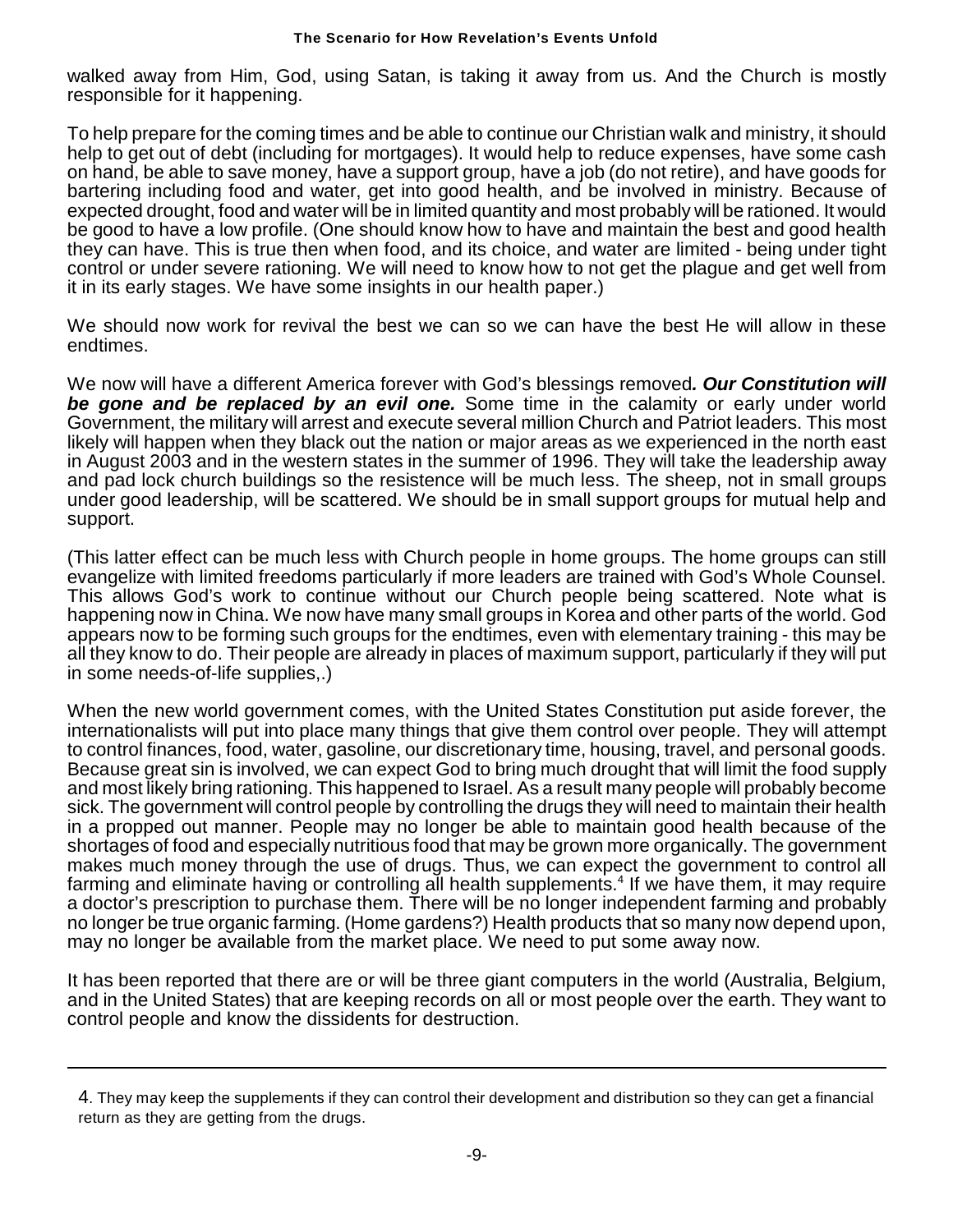walked away from Him, God, using Satan, is taking it away from us. And the Church is mostly responsible for it happening.

To help prepare for the coming times and be able to continue our Christian walk and ministry, it should help to get out of debt (including for mortgages). It would help to reduce expenses, have some cash on hand, be able to save money, have a support group, have a job (do not retire), and have goods for bartering including food and water, get into good health, and be involved in ministry. Because of expected drought, food and water will be in limited quantity and most probably will be rationed. It would be good to have a low profile. (One should know how to have and maintain the best and good health they can have. This is true then when food, and its choice, and water are limited - being under tight control or under severe rationing. We will need to know how to not get the plague and get well from it in its early stages. We have some insights in our health paper.)

We should now work for revival the best we can so we can have the best He will allow in these endtimes.

We now will have a different America forever with God's blessings removed***. Our Constitution will be gone and be replaced by an evil one.*** Some time in the calamity or early under world Government, the military will arrest and execute several million Church and Patriot leaders. This most likely will happen when they black out the nation or major areas as we experienced in the north east in August 2003 and in the western states in the summer of 1996. They will take the leadership away and pad lock church buildings so the resistence will be much less. The sheep, not in small groups under good leadership, will be scattered. We should be in small support groups for mutual help and support.

(This latter effect can be much less with Church people in home groups. The home groups can still evangelize with limited freedoms particularly if more leaders are trained with God's Whole Counsel. This allows God's work to continue without our Church people being scattered. Note what is happening now in China. We now have many small groups in Korea and other parts of the world. God appears now to be forming such groups for the endtimes, even with elementary training - this may be all they know to do. Their people are already in places of maximum support, particularly if they will put in some needs-of-life supplies,.)

When the new world government comes, with the United States Constitution put aside forever, the internationalists will put into place many things that give them control over people. They will attempt to control finances, food, water, gasoline, our discretionary time, housing, travel, and personal goods. Because great sin is involved, we can expect God to bring much drought that will limit the food supply and most likely bring rationing. This happened to Israel. As a result many people will probably become sick. The government will control people by controlling the drugs they will need to maintain their health in a propped out manner. People may no longer be able to maintain good health because of the shortages of food and especially nutritious food that may be grown more organically. The government makes much money through the use of drugs. Thus, we can expect the government to control all farming and eliminate having or controlling all health supplements.[4] If we have them, it may require a doctor's prescription to purchase them. There will be no longer independent farming and probably no longer be true organic farming. (Home gardens?) Health products that so many now depend upon, may no longer be available from the market place. We need to put some away now.

It has been reported that there are or will be three giant computers in the world (Australia, Belgium, and in the United States) that are keeping records on all or most people over the earth. They want to control people and know the dissidents for destruction.

---

4. They may keep the supplements if they can control their development and distribution so they can get a financial return as they are getting from the drugs.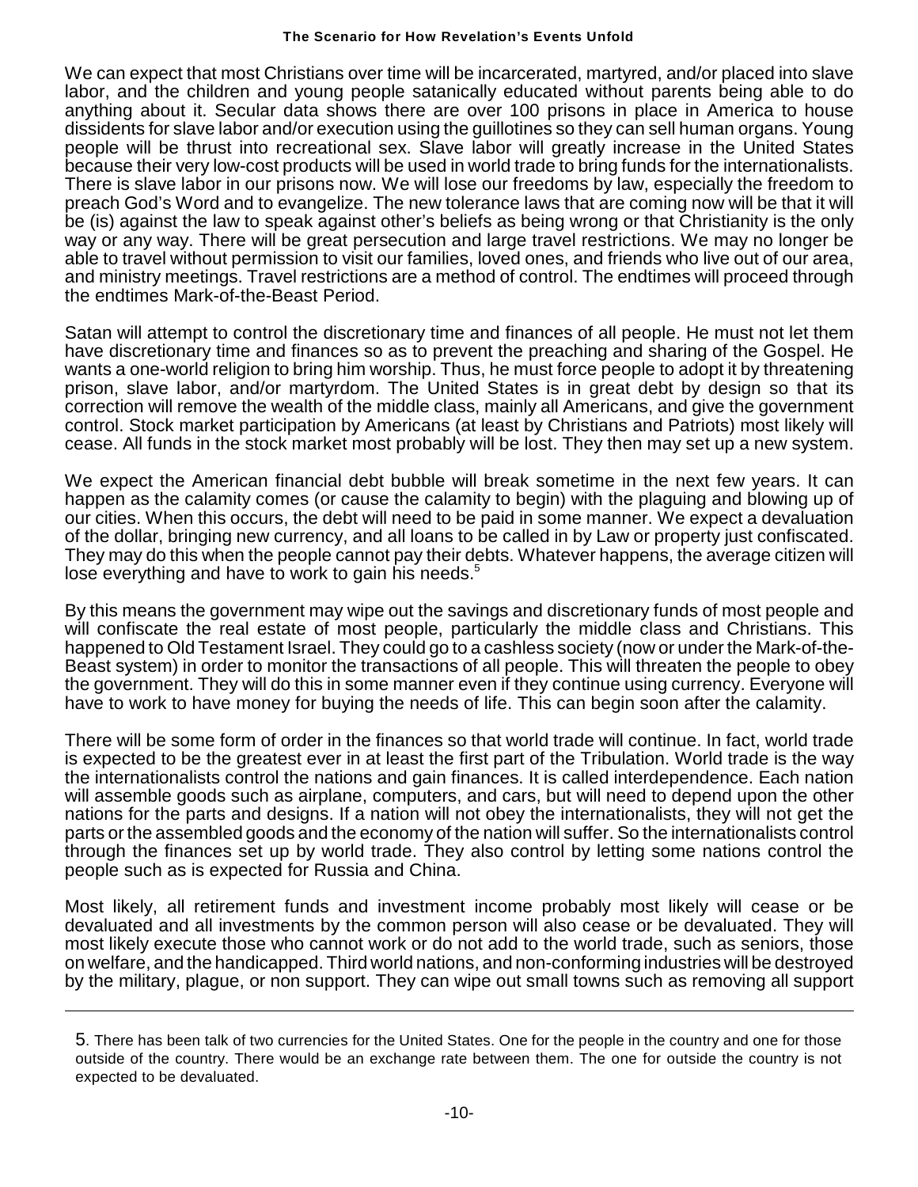We can expect that most Christians over time will be incarcerated, martyred, and/or placed into slave labor, and the children and young people satanically educated without parents being able to do anything about it. Secular data shows there are over 100 prisons in place in America to house dissidents for slave labor and/or execution using the guillotines so they can sell human organs. Young people will be thrust into recreational sex. Slave labor will greatly increase in the United States because their very low-cost products will be used in world trade to bring funds for the internationalists. There is slave labor in our prisons now. We will lose our freedoms by law, especially the freedom to preach God's Word and to evangelize. The new tolerance laws that are coming now will be that it will be (is) against the law to speak against other's beliefs as being wrong or that Christianity is the only way or any way. There will be great persecution and large travel restrictions. We may no longer be able to travel without permission to visit our families, loved ones, and friends who live out of our area, and ministry meetings. Travel restrictions are a method of control. The endtimes will proceed through the endtimes Mark-of-the-Beast Period.

Satan will attempt to control the discretionary time and finances of all people. He must not let them have discretionary time and finances so as to prevent the preaching and sharing of the Gospel. He wants a one-world religion to bring him worship. Thus, he must force people to adopt it by threatening prison, slave labor, and/or martyrdom. The United States is in great debt by design so that its correction will remove the wealth of the middle class, mainly all Americans, and give the government control. Stock market participation by Americans (at least by Christians and Patriots) most likely will cease. All funds in the stock market most probably will be lost. They then may set up a new system.

We expect the American financial debt bubble will break sometime in the next few years. It can happen as the calamity comes (or cause the calamity to begin) with the plaguing and blowing up of our cities. When this occurs, the debt will need to be paid in some manner. We expect a devaluation of the dollar, bringing new currency, and all loans to be called in by Law or property just confiscated. They may do this when the people cannot pay their debts. Whatever happens, the average citizen will lose everything and have to work to gain his needs.[5]

By this means the government may wipe out the savings and discretionary funds of most people and will confiscate the real estate of most people, particularly the middle class and Christians. This happened to Old Testament Israel. They could go to a cashless society (now or under the Mark-of-the-Beast system) in order to monitor the transactions of all people. This will threaten the people to obey the government. They will do this in some manner even if they continue using currency. Everyone will have to work to have money for buying the needs of life. This can begin soon after the calamity.

There will be some form of order in the finances so that world trade will continue. In fact, world trade is expected to be the greatest ever in at least the first part of the Tribulation. World trade is the way the internationalists control the nations and gain finances. It is called interdependence. Each nation will assemble goods such as airplane, computers, and cars, but will need to depend upon the other nations for the parts and designs. If a nation will not obey the internationalists, they will not get the parts or the assembled goods and the economy of the nation will suffer. So the internationalists control through the finances set up by world trade. They also control by letting some nations control the people such as is expected for Russia and China.

Most likely, all retirement funds and investment income probably most likely will cease or be devaluated and all investments by the common person will also cease or be devaluated. They will most likely execute those who cannot work or do not add to the world trade, such as seniors, those on welfare, and the handicapped. Third world nations, and non-conforming industries will be destroyed by the military, plague, or non support. They can wipe out small towns such as removing all support

---

5. There has been talk of two currencies for the United States. One for the people in the country and one for those outside of the country. There would be an exchange rate between them. The one for outside the country is not expected to be devaluated.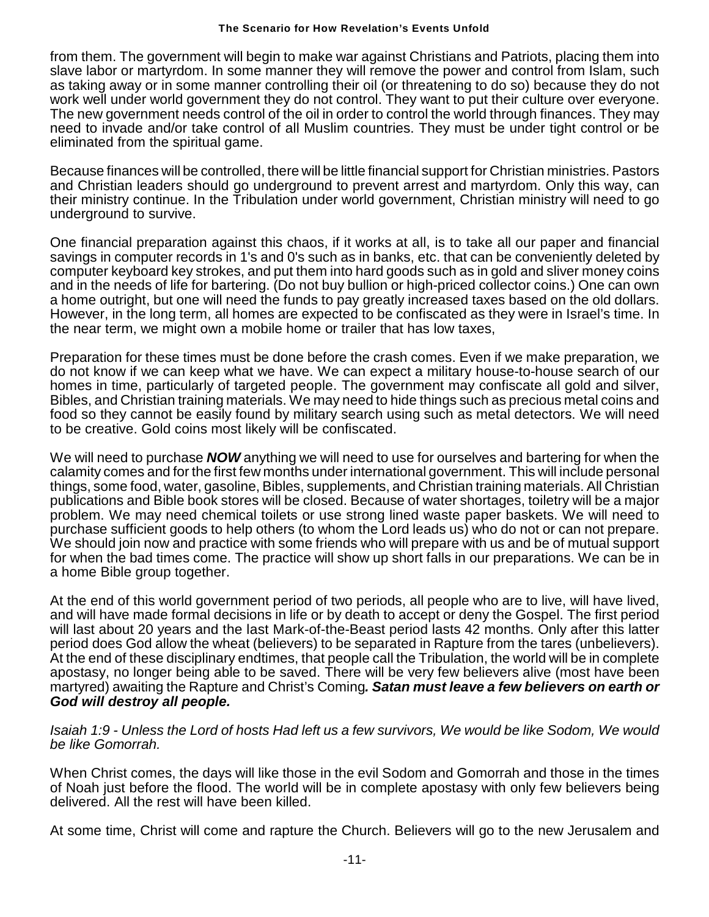from them. The government will begin to make war against Christians and Patriots, placing them into slave labor or martyrdom. In some manner they will remove the power and control from Islam, such as taking away or in some manner controlling their oil (or threatening to do so) because they do not work well under world government they do not control. They want to put their culture over everyone. The new government needs control of the oil in order to control the world through finances. They may need to invade and/or take control of all Muslim countries. They must be under tight control or be eliminated from the spiritual game.

Because finances will be controlled, there will be little financial support for Christian ministries. Pastors and Christian leaders should go underground to prevent arrest and martyrdom. Only this way, can their ministry continue. In the Tribulation under world government, Christian ministry will need to go underground to survive.

One financial preparation against this chaos, if it works at all, is to take all our paper and financial savings in computer records in 1's and 0's such as in banks, etc. that can be conveniently deleted by computer keyboard key strokes, and put them into hard goods such as in gold and sliver money coins and in the needs of life for bartering. (Do not buy bullion or high-priced collector coins.) One can own a home outright, but one will need the funds to pay greatly increased taxes based on the old dollars. However, in the long term, all homes are expected to be confiscated as they were in Israel's time. In the near term, we might own a mobile home or trailer that has low taxes,

Preparation for these times must be done before the crash comes. Even if we make preparation, we do not know if we can keep what we have. We can expect a military house-to-house search of our homes in time, particularly of targeted people. The government may confiscate all gold and silver, Bibles, and Christian training materials. We may need to hide things such as precious metal coins and food so they cannot be easily found by military search using such as metal detectors. We will need to be creative. Gold coins most likely will be confiscated.

We will need to purchase ***NOW*** anything we will need to use for ourselves and bartering for when the calamity comes and for the first few months under international government. This will include personal things, some food, water, gasoline, Bibles, supplements, and Christian training materials. All Christian publications and Bible book stores will be closed. Because of water shortages, toiletry will be a major problem. We may need chemical toilets or use strong lined waste paper baskets. We will need to purchase sufficient goods to help others (to whom the Lord leads us) who do not or can not prepare. We should join now and practice with some friends who will prepare with us and be of mutual support for when the bad times come. The practice will show up short falls in our preparations. We can be in a home Bible group together.

At the end of this world government period of two periods, all people who are to live, will have lived, and will have made formal decisions in life or by death to accept or deny the Gospel. The first period will last about 20 years and the last Mark-of-the-Beast period lasts 42 months. Only after this latter period does God allow the wheat (believers) to be separated in Rapture from the tares (unbelievers). At the end of these disciplinary endtimes, that people call the Tribulation, the world will be in complete apostasy, no longer being able to be saved. There will be very few believers alive (most have been martyred) awaiting the Rapture and Christ's Coming***. Satan must leave a few believers on earth or God will destroy all people.***

*Isaiah 1:9 - Unless the Lord of hosts Had left us a few survivors, We would be like Sodom, We would be like Gomorrah.*

When Christ comes, the days will like those in the evil Sodom and Gomorrah and those in the times of Noah just before the flood. The world will be in complete apostasy with only few believers being delivered. All the rest will have been killed.

At some time, Christ will come and rapture the Church. Believers will go to the new Jerusalem and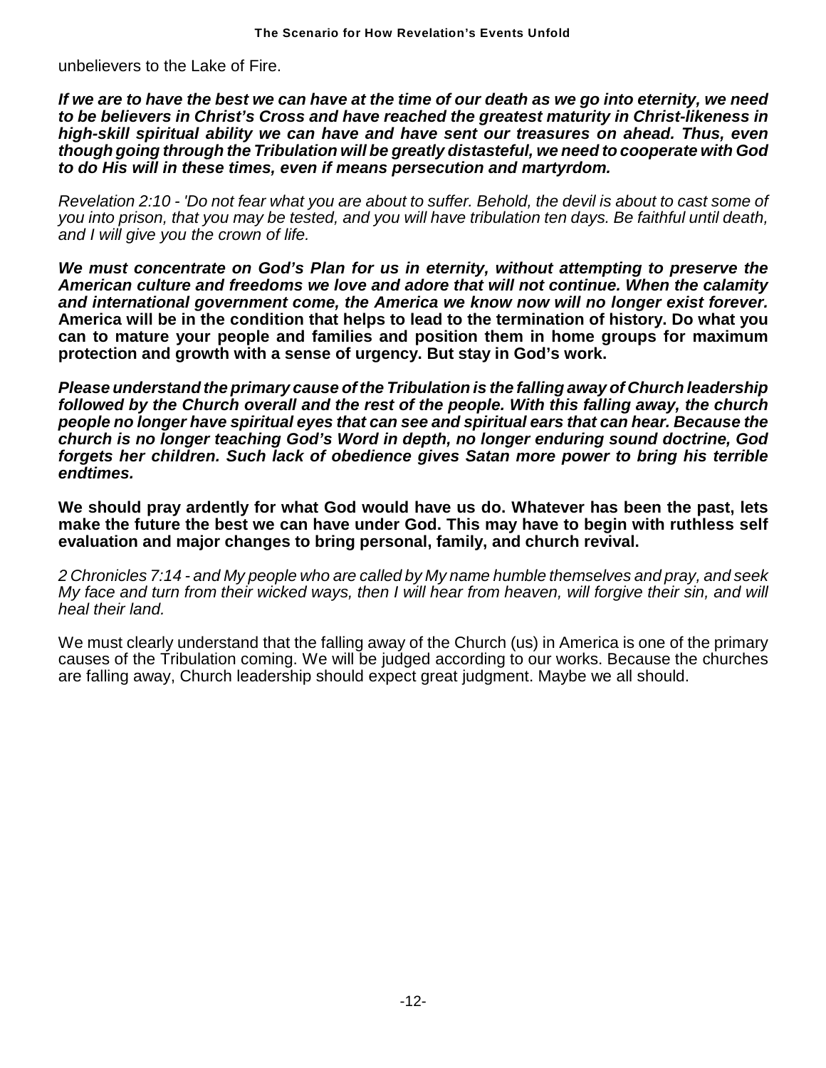unbelievers to the Lake of Fire.

***If we are to have the best we can have at the time of our death as we go into eternity, we need to be believers in Christ's Cross and have reached the greatest maturity in Christ-likeness in high-skill spiritual ability we can have and have sent our treasures on ahead. Thus, even though going through the Tribulation will be greatly distasteful, we need to cooperate with God to do His will in these times, even if means persecution and martyrdom.***

*Revelation 2:10 - 'Do not fear what you are about to suffer. Behold, the devil is about to cast some of you into prison, that you may be tested, and you will have tribulation ten days. Be faithful until death, and I will give you the crown of life.*

***We must concentrate on God's Plan for us in eternity, without attempting to preserve the American culture and freedoms we love and adore that will not continue. When the calamity and international government come, the America we know now will no longer exist forever.*** **America will be in the condition that helps to lead to the termination of history. Do what you can to mature your people and families and position them in home groups for maximum protection and growth with a sense of urgency. But stay in God's work.**

***Please understand the primary cause of the Tribulation is the falling away of Church leadership followed by the Church overall and the rest of the people. With this falling away, the church people no longer have spiritual eyes that can see and spiritual ears that can hear. Because the church is no longer teaching God's Word in depth, no longer enduring sound doctrine, God forgets her children. Such lack of obedience gives Satan more power to bring his terrible endtimes.***

**We should pray ardently for what God would have us do. Whatever has been the past, lets make the future the best we can have under God. This may have to begin with ruthless self evaluation and major changes to bring personal, family, and church revival.**

*2 Chronicles 7:14 - and My people who are called by My name humble themselves and pray, and seek My face and turn from their wicked ways, then I will hear from heaven, will forgive their sin, and will heal their land.*

We must clearly understand that the falling away of the Church (us) in America is one of the primary causes of the Tribulation coming. We will be judged according to our works. Because the churches are falling away, Church leadership should expect great judgment. Maybe we all should.